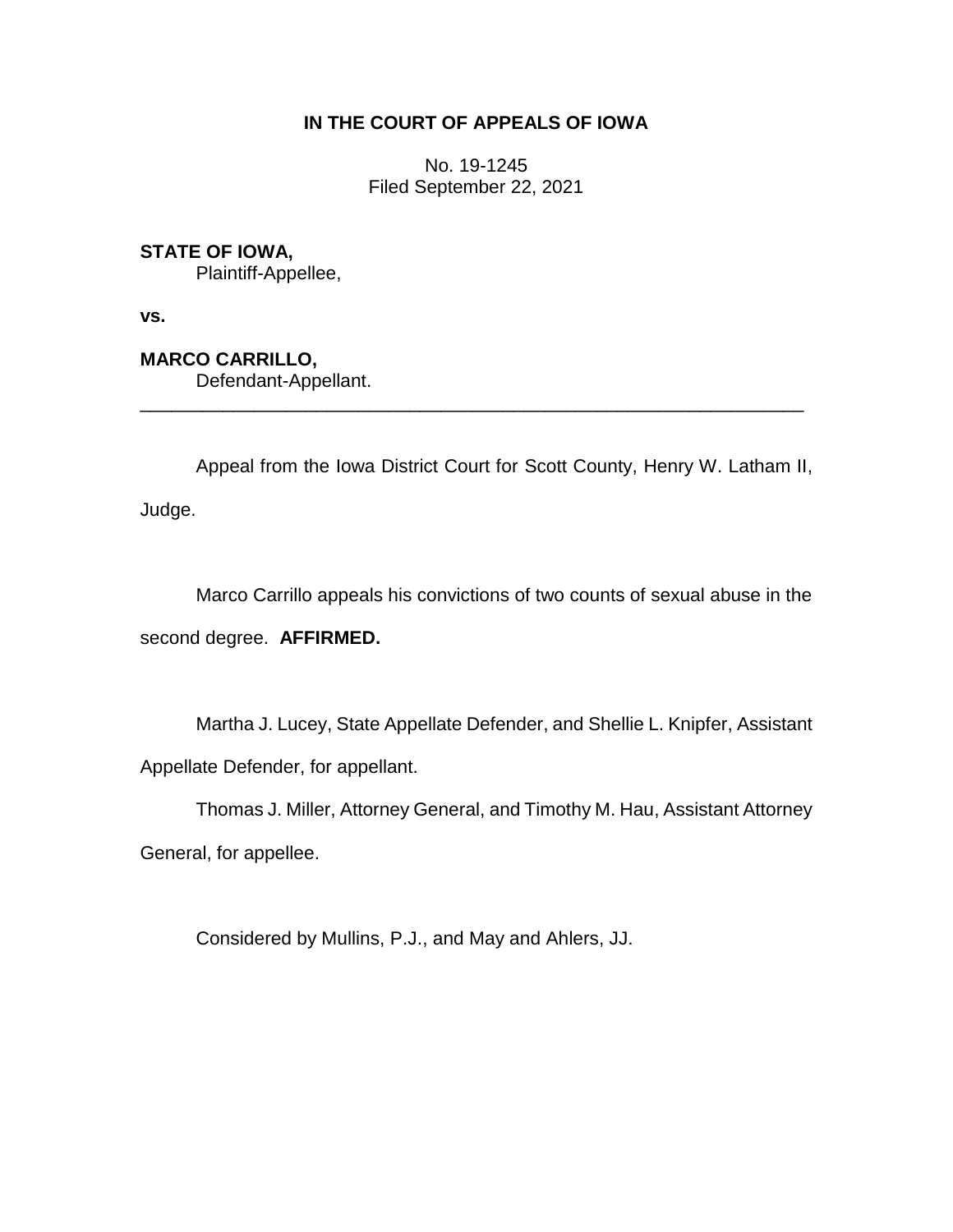**IN THE COURT OF APPEALS OF IOWA**

No. 19-1245
Filed September 22, 2021

**STATE OF IOWA,**
Plaintiff-Appellee,

**vs.**

**MARCO CARRILLO,**
Defendant-Appellant.

---

Appeal from the Iowa District Court for Scott County, Henry W. Latham II, Judge.

Marco Carrillo appeals his convictions of two counts of sexual abuse in the second degree. **AFFIRMED.**

Martha J. Lucey, State Appellate Defender, and Shellie L. Knipfer, Assistant Appellate Defender, for appellant.

Thomas J. Miller, Attorney General, and Timothy M. Hau, Assistant Attorney General, for appellee.

Considered by Mullins, P.J., and May and Ahlers, JJ.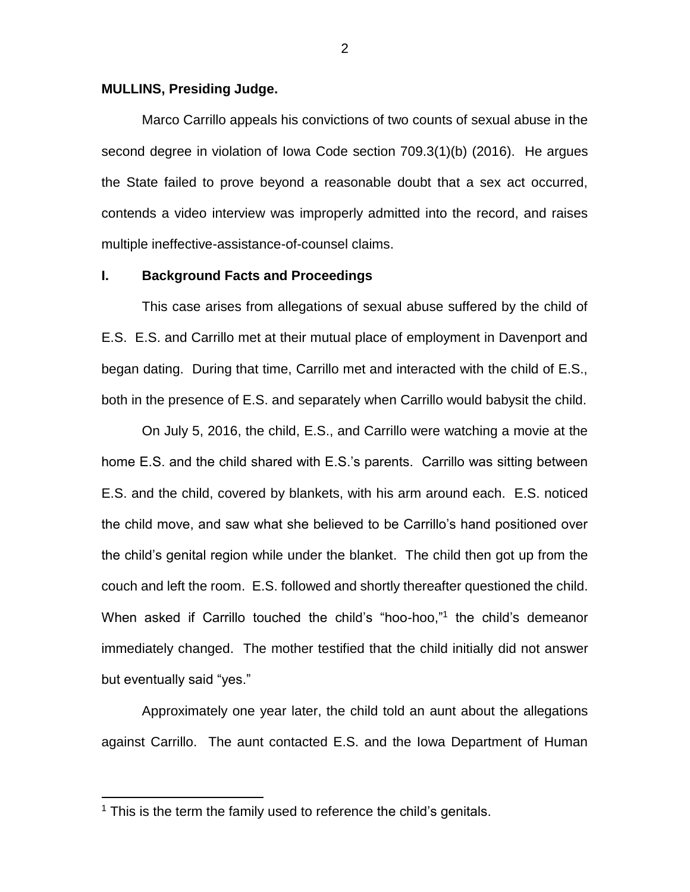**MULLINS, Presiding Judge.**

Marco Carrillo appeals his convictions of two counts of sexual abuse in the second degree in violation of Iowa Code section 709.3(1)(b) (2016). He argues the State failed to prove beyond a reasonable doubt that a sex act occurred, contends a video interview was improperly admitted into the record, and raises multiple ineffective-assistance-of-counsel claims.

## I. Background Facts and Proceedings

This case arises from allegations of sexual abuse suffered by the child of E.S. E.S. and Carrillo met at their mutual place of employment in Davenport and began dating. During that time, Carrillo met and interacted with the child of E.S., both in the presence of E.S. and separately when Carrillo would babysit the child.

On July 5, 2016, the child, E.S., and Carrillo were watching a movie at the home E.S. and the child shared with E.S.'s parents. Carrillo was sitting between E.S. and the child, covered by blankets, with his arm around each. E.S. noticed the child move, and saw what she believed to be Carrillo's hand positioned over the child's genital region while under the blanket. The child then got up from the couch and left the room. E.S. followed and shortly thereafter questioned the child. When asked if Carrillo touched the child's "hoo-hoo,"[1] the child's demeanor immediately changed. The mother testified that the child initially did not answer but eventually said "yes."

Approximately one year later, the child told an aunt about the allegations against Carrillo. The aunt contacted E.S. and the Iowa Department of Human

[1] This is the term the family used to reference the child's genitals.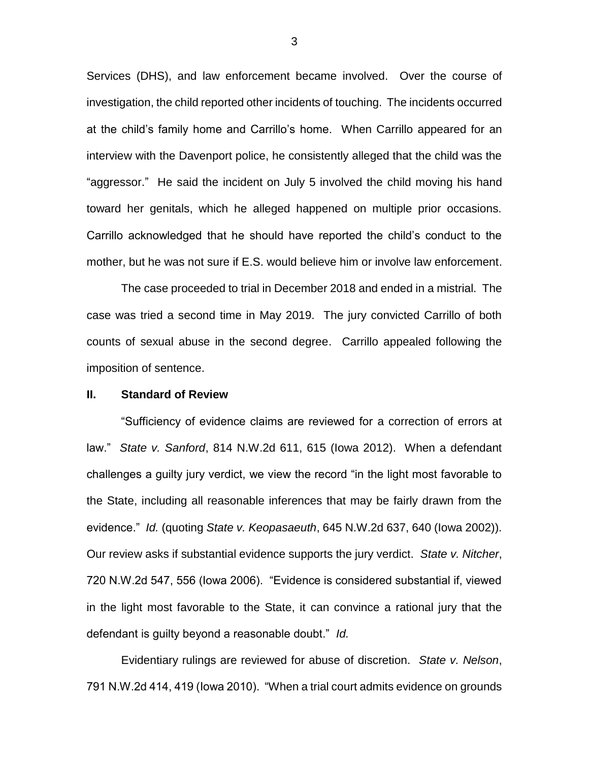Services (DHS), and law enforcement became involved. Over the course of investigation, the child reported other incidents of touching. The incidents occurred at the child's family home and Carrillo's home. When Carrillo appeared for an interview with the Davenport police, he consistently alleged that the child was the "aggressor." He said the incident on July 5 involved the child moving his hand toward her genitals, which he alleged happened on multiple prior occasions. Carrillo acknowledged that he should have reported the child's conduct to the mother, but he was not sure if E.S. would believe him or involve law enforcement.

The case proceeded to trial in December 2018 and ended in a mistrial. The case was tried a second time in May 2019. The jury convicted Carrillo of both counts of sexual abuse in the second degree. Carrillo appealed following the imposition of sentence.

## II. Standard of Review

"Sufficiency of evidence claims are reviewed for a correction of errors at law." *State v. Sanford*, 814 N.W.2d 611, 615 (Iowa 2012). When a defendant challenges a guilty jury verdict, we view the record "in the light most favorable to the State, including all reasonable inferences that may be fairly drawn from the evidence." *Id.* (quoting *State v. Keopasaeuth*, 645 N.W.2d 637, 640 (Iowa 2002)). Our review asks if substantial evidence supports the jury verdict. *State v. Nitcher*, 720 N.W.2d 547, 556 (Iowa 2006). "Evidence is considered substantial if, viewed in the light most favorable to the State, it can convince a rational jury that the defendant is guilty beyond a reasonable doubt." *Id.*

Evidentiary rulings are reviewed for abuse of discretion. *State v. Nelson*, 791 N.W.2d 414, 419 (Iowa 2010). "When a trial court admits evidence on grounds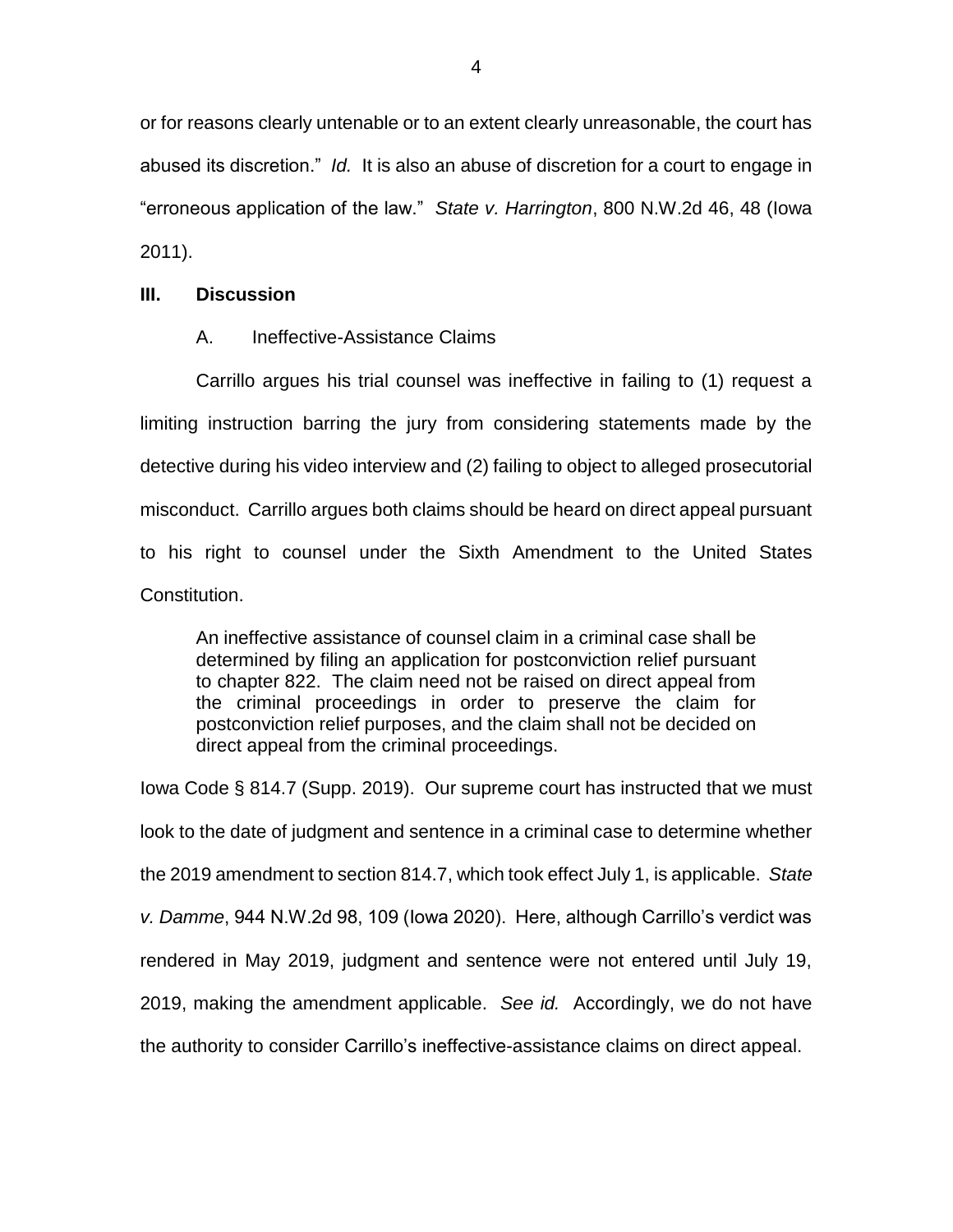or for reasons clearly untenable or to an extent clearly unreasonable, the court has abused its discretion." *Id.* It is also an abuse of discretion for a court to engage in "erroneous application of the law." *State v. Harrington*, 800 N.W.2d 46, 48 (Iowa 2011).

## III. Discussion

### A. Ineffective-Assistance Claims

Carrillo argues his trial counsel was ineffective in failing to (1) request a limiting instruction barring the jury from considering statements made by the detective during his video interview and (2) failing to object to alleged prosecutorial misconduct. Carrillo argues both claims should be heard on direct appeal pursuant to his right to counsel under the Sixth Amendment to the United States Constitution.

> An ineffective assistance of counsel claim in a criminal case shall be determined by filing an application for postconviction relief pursuant to chapter 822. The claim need not be raised on direct appeal from the criminal proceedings in order to preserve the claim for postconviction relief purposes, and the claim shall not be decided on direct appeal from the criminal proceedings.

Iowa Code § 814.7 (Supp. 2019). Our supreme court has instructed that we must look to the date of judgment and sentence in a criminal case to determine whether the 2019 amendment to section 814.7, which took effect July 1, is applicable. *State v. Damme*, 944 N.W.2d 98, 109 (Iowa 2020). Here, although Carrillo's verdict was rendered in May 2019, judgment and sentence were not entered until July 19, 2019, making the amendment applicable. *See id.* Accordingly, we do not have the authority to consider Carrillo's ineffective-assistance claims on direct appeal.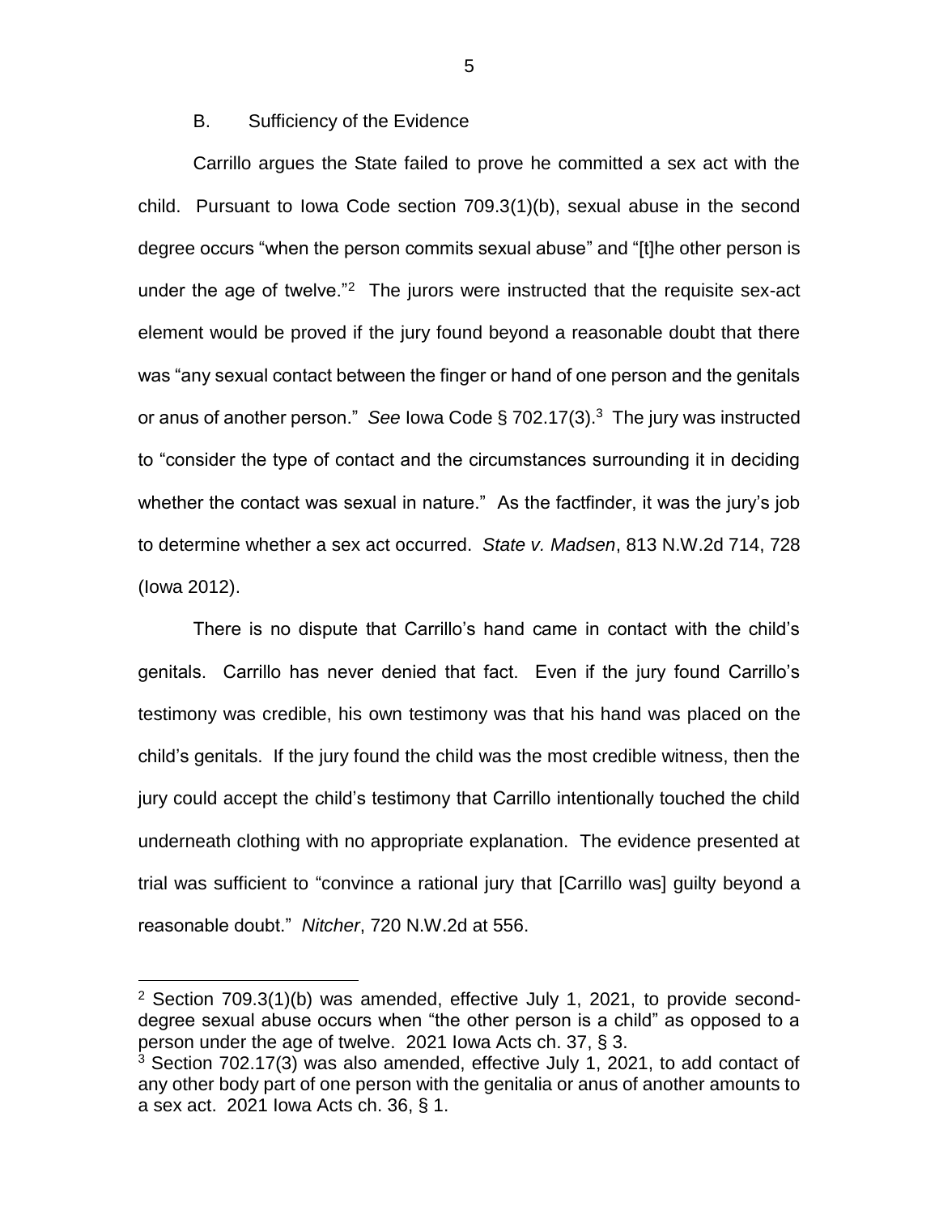### B. Sufficiency of the Evidence

Carrillo argues the State failed to prove he committed a sex act with the child. Pursuant to Iowa Code section 709.3(1)(b), sexual abuse in the second degree occurs "when the person commits sexual abuse" and "[t]he other person is under the age of twelve."[2] The jurors were instructed that the requisite sex-act element would be proved if the jury found beyond a reasonable doubt that there was "any sexual contact between the finger or hand of one person and the genitals or anus of another person." *See* Iowa Code § 702.17(3).[3] The jury was instructed to "consider the type of contact and the circumstances surrounding it in deciding whether the contact was sexual in nature." As the factfinder, it was the jury's job to determine whether a sex act occurred. *State v. Madsen*, 813 N.W.2d 714, 728 (Iowa 2012).

There is no dispute that Carrillo's hand came in contact with the child's genitals. Carrillo has never denied that fact. Even if the jury found Carrillo's testimony was credible, his own testimony was that his hand was placed on the child's genitals. If the jury found the child was the most credible witness, then the jury could accept the child's testimony that Carrillo intentionally touched the child underneath clothing with no appropriate explanation. The evidence presented at trial was sufficient to "convince a rational jury that [Carrillo was] guilty beyond a reasonable doubt." *Nitcher*, 720 N.W.2d at 556.

---

[2] Section 709.3(1)(b) was amended, effective July 1, 2021, to provide second-degree sexual abuse occurs when "the other person is a child" as opposed to a person under the age of twelve. 2021 Iowa Acts ch. 37, § 3.

[3] Section 702.17(3) was also amended, effective July 1, 2021, to add contact of any other body part of one person with the genitalia or anus of another amounts to a sex act. 2021 Iowa Acts ch. 36, § 1.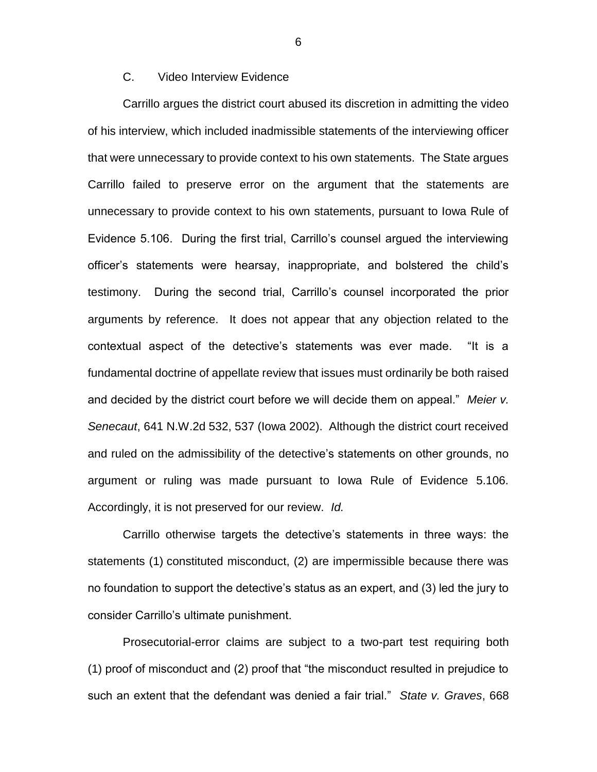### C. Video Interview Evidence

Carrillo argues the district court abused its discretion in admitting the video of his interview, which included inadmissible statements of the interviewing officer that were unnecessary to provide context to his own statements. The State argues Carrillo failed to preserve error on the argument that the statements are unnecessary to provide context to his own statements, pursuant to Iowa Rule of Evidence 5.106. During the first trial, Carrillo's counsel argued the interviewing officer's statements were hearsay, inappropriate, and bolstered the child's testimony. During the second trial, Carrillo's counsel incorporated the prior arguments by reference. It does not appear that any objection related to the contextual aspect of the detective's statements was ever made. "It is a fundamental doctrine of appellate review that issues must ordinarily be both raised and decided by the district court before we will decide them on appeal." *Meier v. Senecaut*, 641 N.W.2d 532, 537 (Iowa 2002). Although the district court received and ruled on the admissibility of the detective's statements on other grounds, no argument or ruling was made pursuant to Iowa Rule of Evidence 5.106. Accordingly, it is not preserved for our review. *Id.*

Carrillo otherwise targets the detective's statements in three ways: the statements (1) constituted misconduct, (2) are impermissible because there was no foundation to support the detective's status as an expert, and (3) led the jury to consider Carrillo's ultimate punishment.

Prosecutorial-error claims are subject to a two-part test requiring both (1) proof of misconduct and (2) proof that "the misconduct resulted in prejudice to such an extent that the defendant was denied a fair trial." *State v. Graves*, 668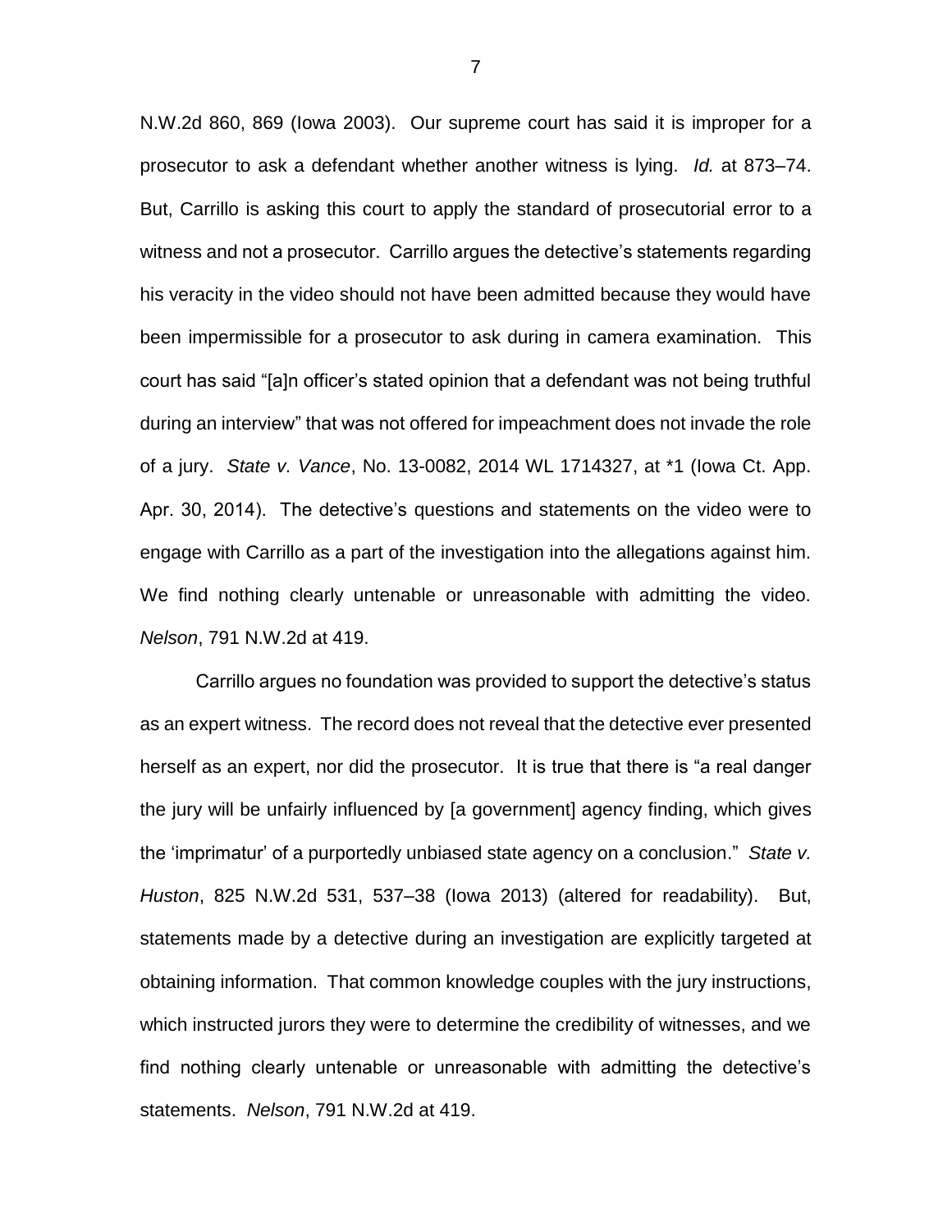N.W.2d 860, 869 (Iowa 2003). Our supreme court has said it is improper for a prosecutor to ask a defendant whether another witness is lying. *Id.* at 873–74. But, Carrillo is asking this court to apply the standard of prosecutorial error to a witness and not a prosecutor. Carrillo argues the detective's statements regarding his veracity in the video should not have been admitted because they would have been impermissible for a prosecutor to ask during in camera examination. This court has said "[a]n officer's stated opinion that a defendant was not being truthful during an interview" that was not offered for impeachment does not invade the role of a jury. *State v. Vance*, No. 13-0082, 2014 WL 1714327, at *1 (Iowa Ct. App. Apr. 30, 2014). The detective's questions and statements on the video were to engage with Carrillo as a part of the investigation into the allegations against him. We find nothing clearly untenable or unreasonable with admitting the video. *Nelson*, 791 N.W.2d at 419.

Carrillo argues no foundation was provided to support the detective's status as an expert witness. The record does not reveal that the detective ever presented herself as an expert, nor did the prosecutor. It is true that there is "a real danger the jury will be unfairly influenced by [a government] agency finding, which gives the 'imprimatur' of a purportedly unbiased state agency on a conclusion." *State v. Huston*, 825 N.W.2d 531, 537–38 (Iowa 2013) (altered for readability). But, statements made by a detective during an investigation are explicitly targeted at obtaining information. That common knowledge couples with the jury instructions, which instructed jurors they were to determine the credibility of witnesses, and we find nothing clearly untenable or unreasonable with admitting the detective's statements. *Nelson*, 791 N.W.2d at 419.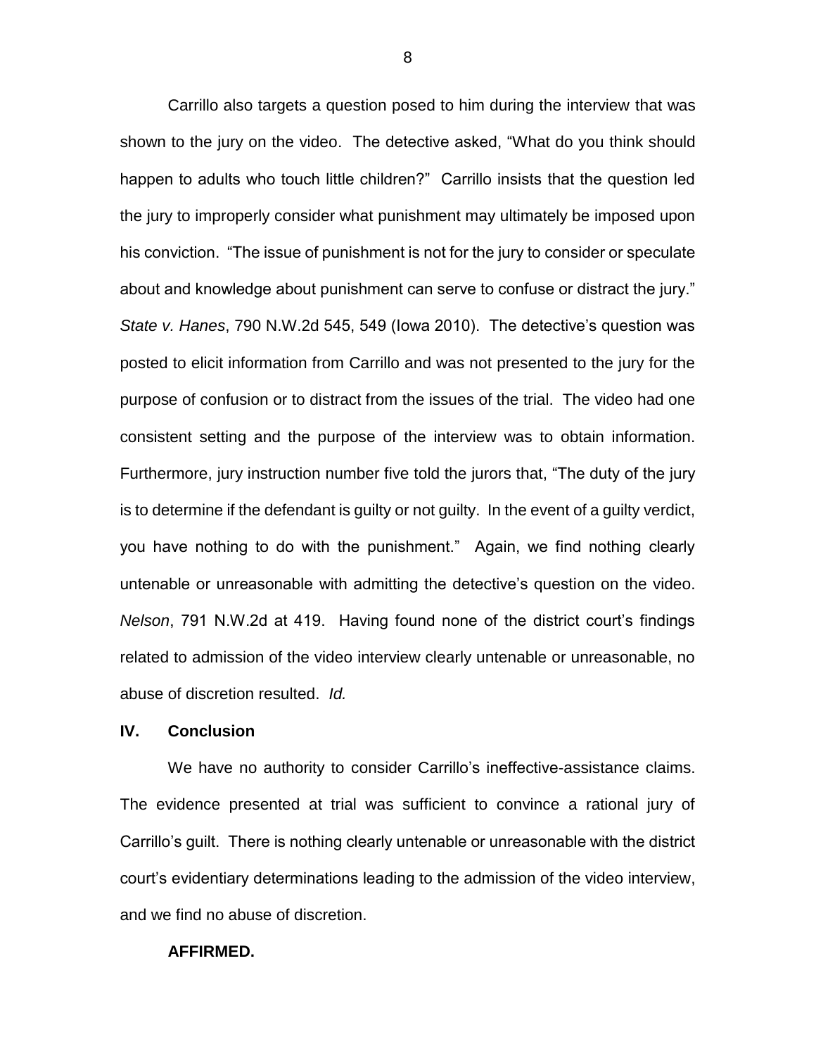Carrillo also targets a question posed to him during the interview that was shown to the jury on the video. The detective asked, "What do you think should happen to adults who touch little children?" Carrillo insists that the question led the jury to improperly consider what punishment may ultimately be imposed upon his conviction. "The issue of punishment is not for the jury to consider or speculate about and knowledge about punishment can serve to confuse or distract the jury." *State v. Hanes*, 790 N.W.2d 545, 549 (Iowa 2010). The detective's question was posted to elicit information from Carrillo and was not presented to the jury for the purpose of confusion or to distract from the issues of the trial. The video had one consistent setting and the purpose of the interview was to obtain information. Furthermore, jury instruction number five told the jurors that, "The duty of the jury is to determine if the defendant is guilty or not guilty. In the event of a guilty verdict, you have nothing to do with the punishment." Again, we find nothing clearly untenable or unreasonable with admitting the detective's question on the video. *Nelson*, 791 N.W.2d at 419. Having found none of the district court's findings related to admission of the video interview clearly untenable or unreasonable, no abuse of discretion resulted. *Id.*

## IV. Conclusion

We have no authority to consider Carrillo's ineffective-assistance claims. The evidence presented at trial was sufficient to convince a rational jury of Carrillo's guilt. There is nothing clearly untenable or unreasonable with the district court's evidentiary determinations leading to the admission of the video interview, and we find no abuse of discretion.

**AFFIRMED.**